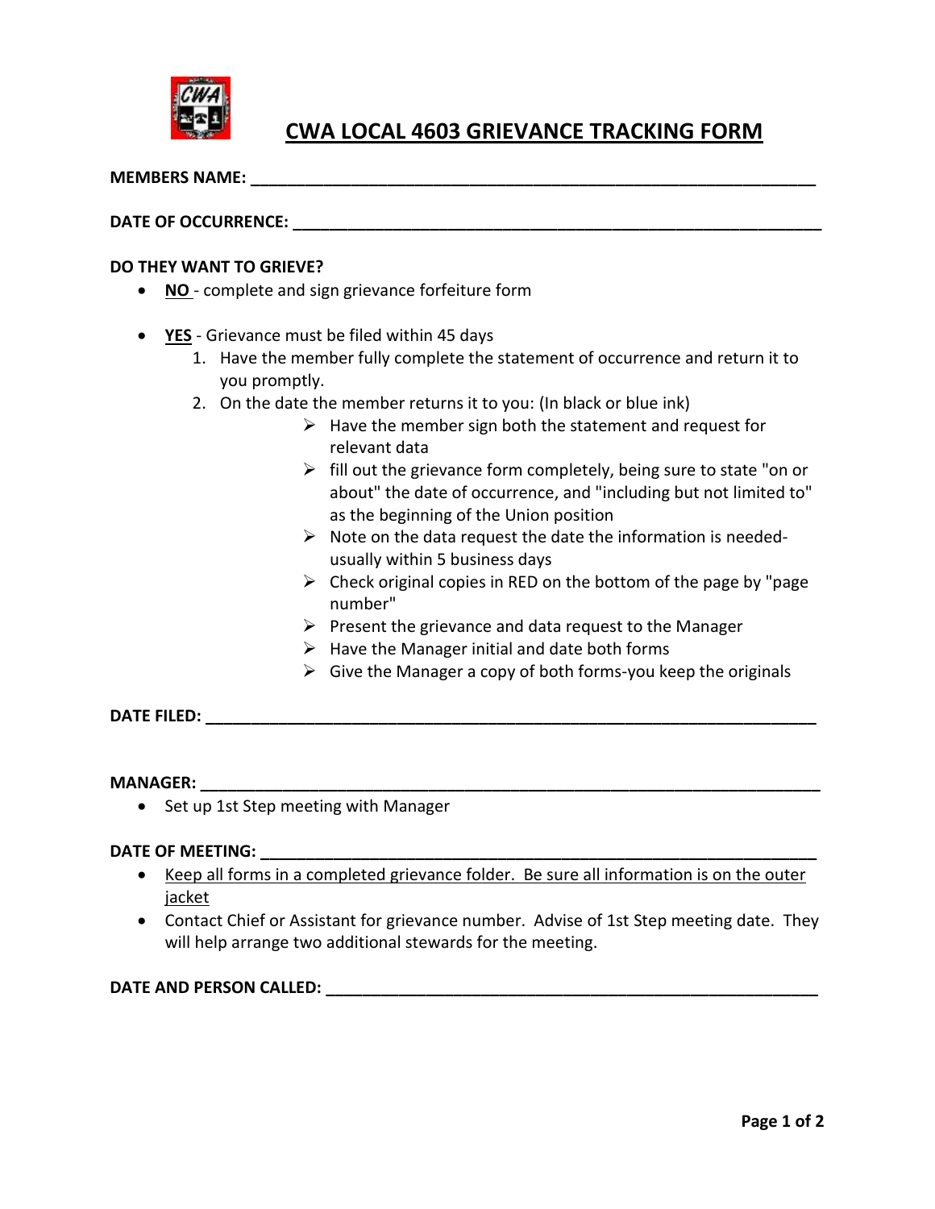# CWA LOCAL 4603 GRIEVANCE TRACKING FORM

**MEMBERS NAME:** ______________________________________________________________

**DATE OF OCCURRENCE:** ______________________________________________________

**DO THEY WANT TO GRIEVE?**

- **NO** - complete and sign grievance forfeiture form
- **YES** - Grievance must be filed within 45 days
  1. Have the member fully complete the statement of occurrence and return it to you promptly.
  2. On the date the member returns it to you: (In black or blue ink)
     - Have the member sign both the statement and request for relevant data
     - fill out the grievance form completely, being sure to state "on or about" the date of occurrence, and "including but not limited to" as the beginning of the Union position
     - Note on the data request the date the information is needed- usually within 5 business days
     - Check original copies in RED on the bottom of the page by "page number"
     - Present the grievance and data request to the Manager
     - Have the Manager initial and date both forms
     - Give the Manager a copy of both forms-you keep the originals

**DATE FILED:** ____________________________________________________________________

**MANAGER:** ______________________________________________________________________

- Set up 1st Step meeting with Manager

**DATE OF MEETING:** ______________________________________________________________

- Keep all forms in a completed grievance folder. Be sure all information is on the outer jacket
- Contact Chief or Assistant for grievance number. Advise of 1st Step meeting date. They will help arrange two additional stewards for the meeting.

**DATE AND PERSON CALLED:** ______________________________________________________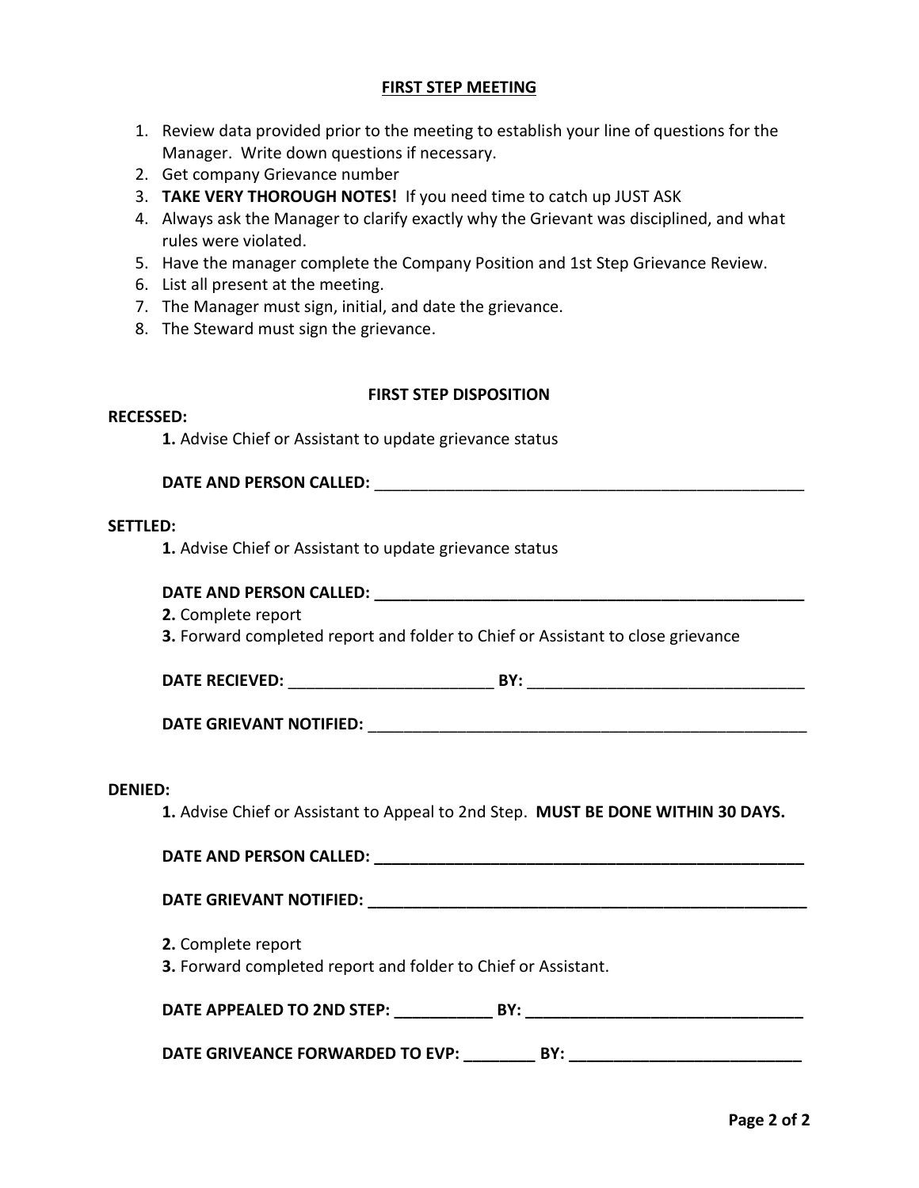## FIRST STEP MEETING

1. Review data provided prior to the meeting to establish your line of questions for the Manager. Write down questions if necessary.
2. Get company Grievance number
3. **TAKE VERY THOROUGH NOTES!** If you need time to catch up JUST ASK
4. Always ask the Manager to clarify exactly why the Grievant was disciplined, and what rules were violated.
5. Have the manager complete the Company Position and 1st Step Grievance Review.
6. List all present at the meeting.
7. The Manager must sign, initial, and date the grievance.
8. The Steward must sign the grievance.

## FIRST STEP DISPOSITION

**RECESSED:**

**1.** Advise Chief or Assistant to update grievance status

**DATE AND PERSON CALLED:** ___________________________________________________

**SETTLED:**

**1.** Advise Chief or Assistant to update grievance status

**DATE AND PERSON CALLED: ___________________________________________________**

**2.** Complete report

**3.** Forward completed report and folder to Chief or Assistant to close grievance

**DATE RECIEVED:** _______________________ **BY:** _______________________________

**DATE GRIEVANT NOTIFIED:** __________________________________________________

**DENIED:**

**1.** Advise Chief or Assistant to Appeal to 2nd Step. **MUST BE DONE WITHIN 30 DAYS.**

**DATE AND PERSON CALLED: ___________________________________________________**

**DATE GRIEVANT NOTIFIED: ___________________________________________________**

**2.** Complete report

**3.** Forward completed report and folder to Chief or Assistant.

**DATE APPEALED TO 2ND STEP: ___________ BY: _______________________________**

**DATE GRIVEANCE FORWARDED TO EVP: ________ BY: ___________________________**